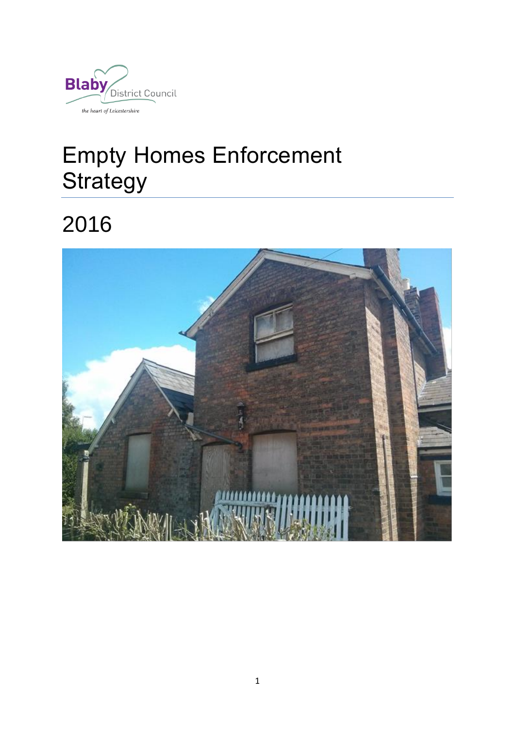Blaby District Council

the heart of Leicestershire

# Empty Homes Enforcement Strategy

## 2016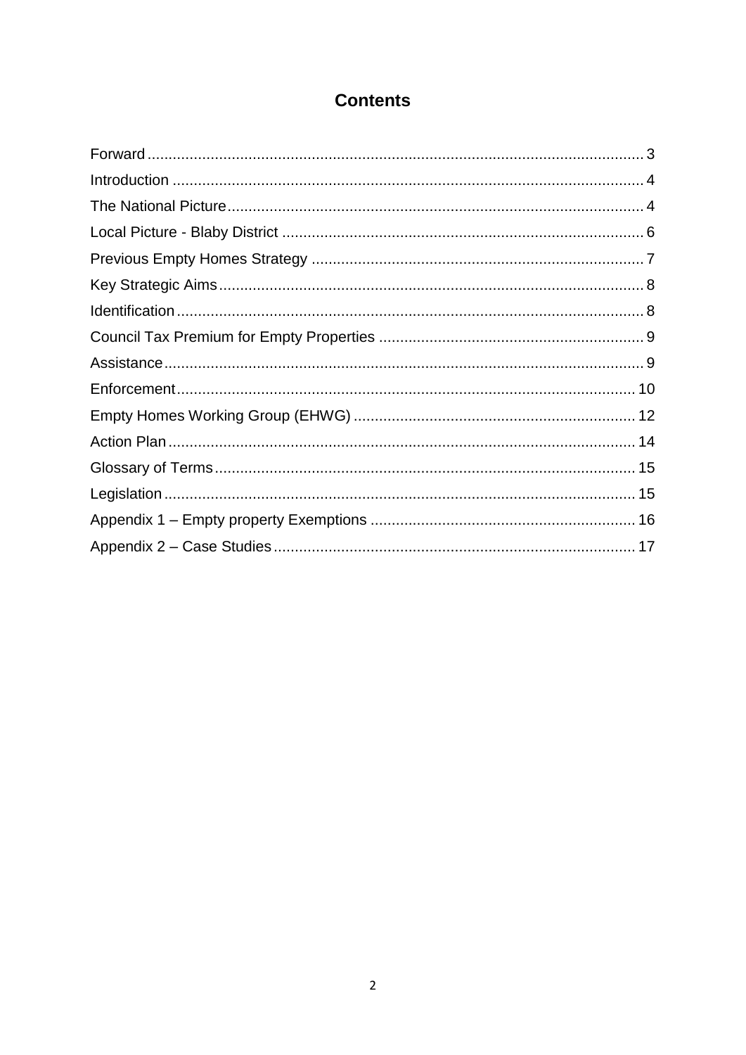# Contents

| | |
|---|---|
| Forward | 3 |
| Introduction | 4 |
| The National Picture | 4 |
| Local Picture - Blaby District | 6 |
| Previous Empty Homes Strategy | 7 |
| Key Strategic Aims | 8 |
| Identification | 8 |
| Council Tax Premium for Empty Properties | 9 |
| Assistance | 9 |
| Enforcement | 10 |
| Empty Homes Working Group (EHWG) | 12 |
| Action Plan | 14 |
| Glossary of Terms | 15 |
| Legislation | 15 |
| Appendix 1 – Empty property Exemptions | 16 |
| Appendix 2 – Case Studies | 17 |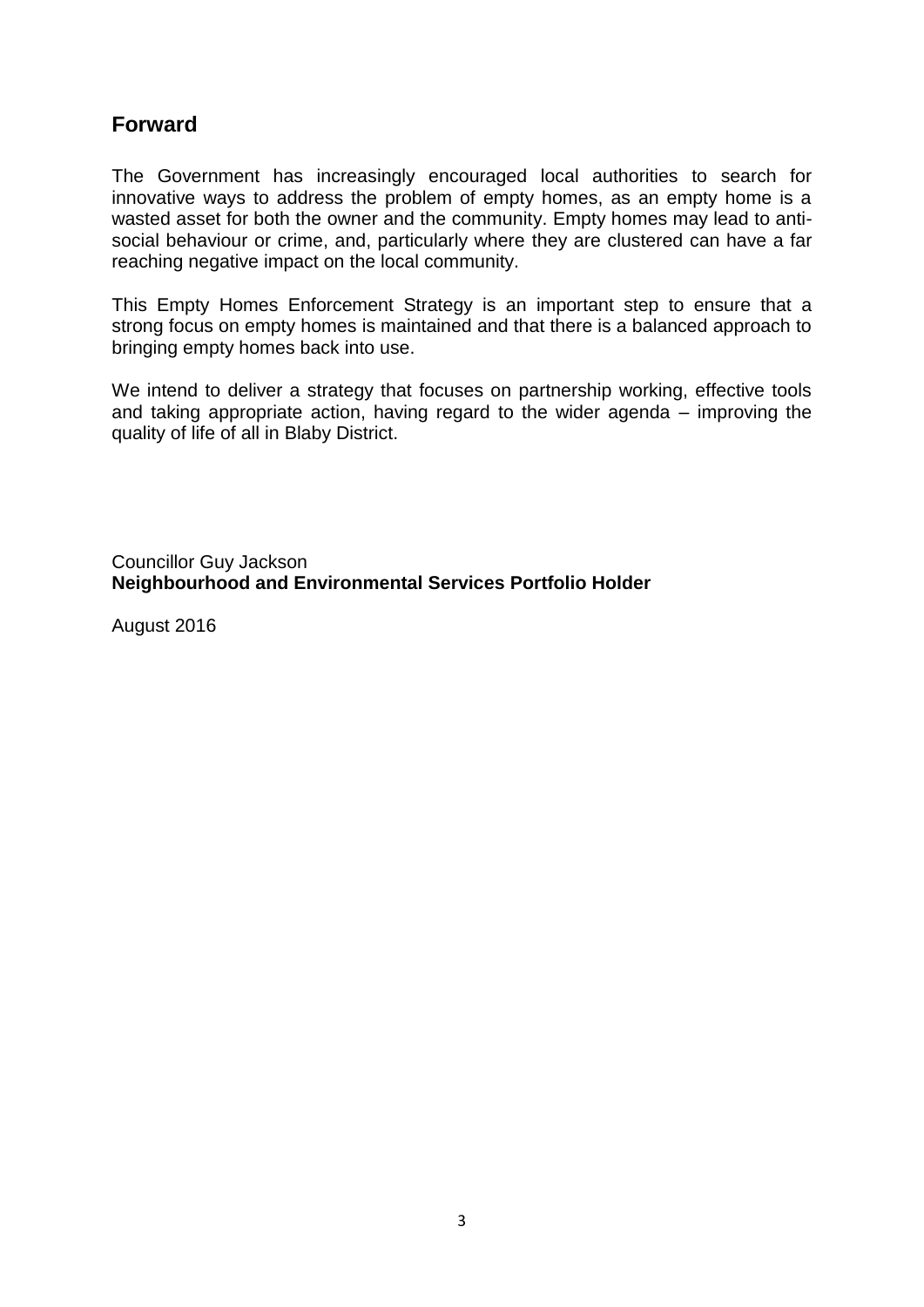## Forward

The Government has increasingly encouraged local authorities to search for innovative ways to address the problem of empty homes, as an empty home is a wasted asset for both the owner and the community. Empty homes may lead to anti-social behaviour or crime, and, particularly where they are clustered can have a far reaching negative impact on the local community.

This Empty Homes Enforcement Strategy is an important step to ensure that a strong focus on empty homes is maintained and that there is a balanced approach to bringing empty homes back into use.

We intend to deliver a strategy that focuses on partnership working, effective tools and taking appropriate action, having regard to the wider agenda – improving the quality of life of all in Blaby District.

Councillor Guy Jackson
**Neighbourhood and Environmental Services Portfolio Holder**

August 2016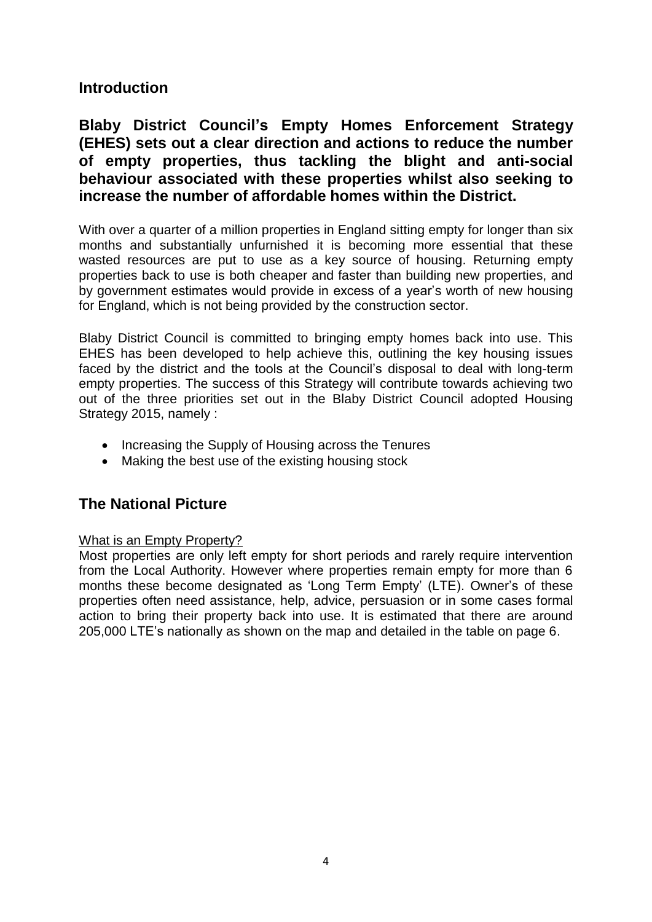## Introduction

**Blaby District Council's Empty Homes Enforcement Strategy (EHES) sets out a clear direction and actions to reduce the number of empty properties, thus tackling the blight and anti-social behaviour associated with these properties whilst also seeking to increase the number of affordable homes within the District.**

With over a quarter of a million properties in England sitting empty for longer than six months and substantially unfurnished it is becoming more essential that these wasted resources are put to use as a key source of housing. Returning empty properties back to use is both cheaper and faster than building new properties, and by government estimates would provide in excess of a year's worth of new housing for England, which is not being provided by the construction sector.

Blaby District Council is committed to bringing empty homes back into use. This EHES has been developed to help achieve this, outlining the key housing issues faced by the district and the tools at the Council's disposal to deal with long-term empty properties. The success of this Strategy will contribute towards achieving two out of the three priorities set out in the Blaby District Council adopted Housing Strategy 2015, namely :

- Increasing the Supply of Housing across the Tenures
- Making the best use of the existing housing stock

## The National Picture

What is an Empty Property?

Most properties are only left empty for short periods and rarely require intervention from the Local Authority. However where properties remain empty for more than 6 months these become designated as 'Long Term Empty' (LTE). Owner's of these properties often need assistance, help, advice, persuasion or in some cases formal action to bring their property back into use. It is estimated that there are around 205,000 LTE's nationally as shown on the map and detailed in the table on page 6.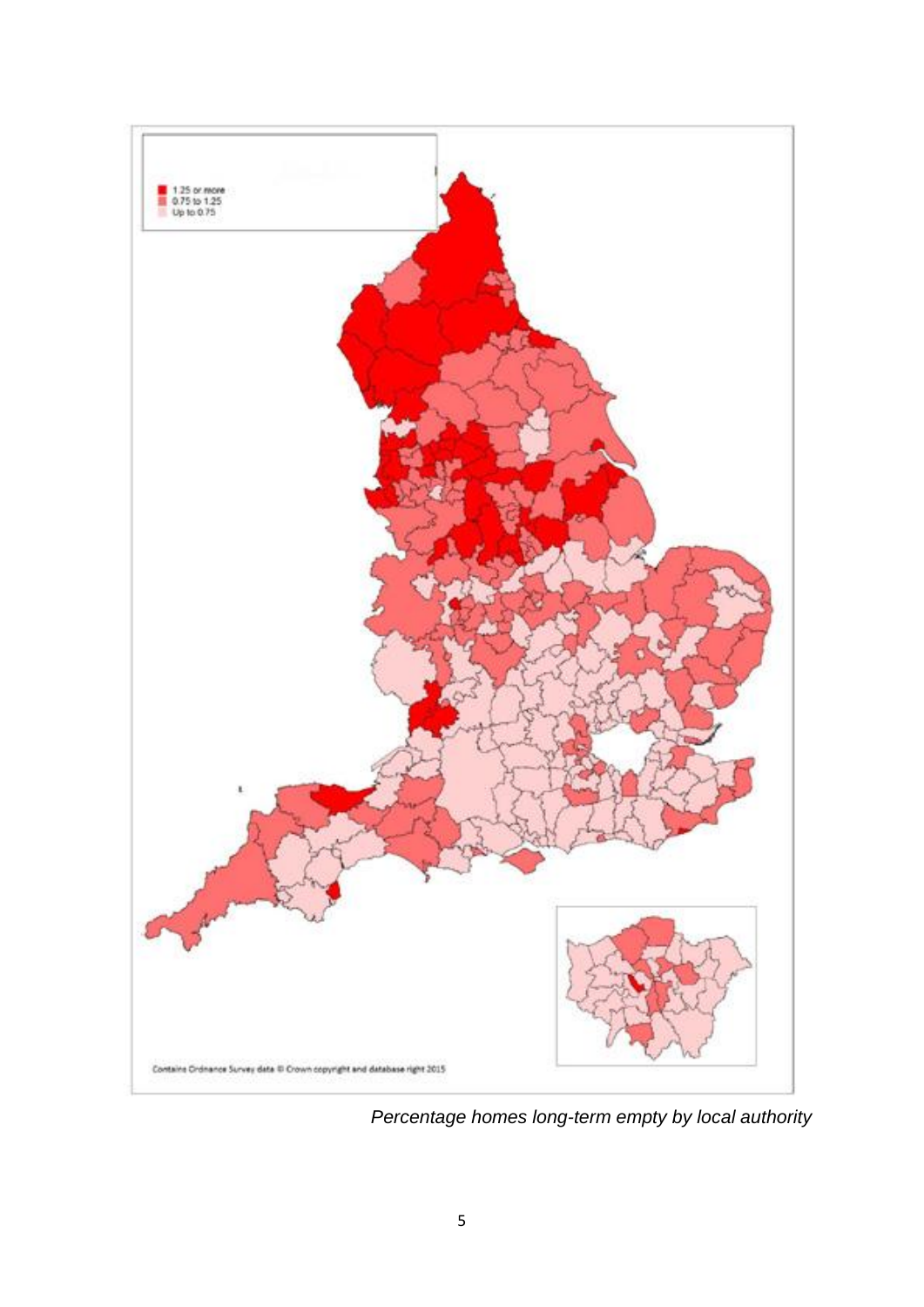*Percentage homes long-term empty by local authority*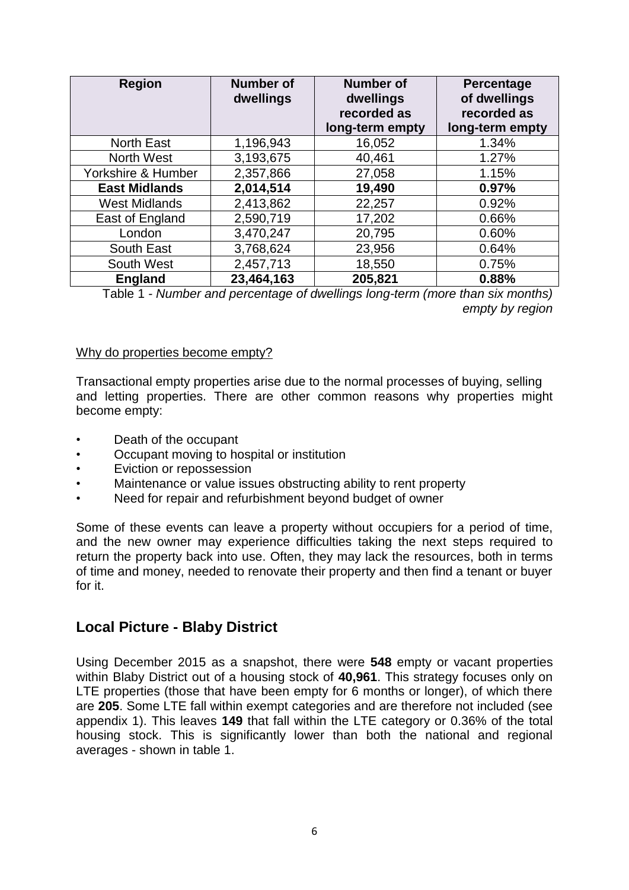| Region | Number of dwellings | Number of dwellings recorded as long-term empty | Percentage of dwellings recorded as long-term empty |
|---|---|---|---|
| North East | 1,196,943 | 16,052 | 1.34% |
| North West | 3,193,675 | 40,461 | 1.27% |
| Yorkshire & Humber | 2,357,866 | 27,058 | 1.15% |
| **East Midlands** | **2,014,514** | **19,490** | **0.97%** |
| West Midlands | 2,413,862 | 22,257 | 0.92% |
| East of England | 2,590,719 | 17,202 | 0.66% |
| London | 3,470,247 | 20,795 | 0.60% |
| South East | 3,768,624 | 23,956 | 0.64% |
| South West | 2,457,713 | 18,550 | 0.75% |
| **England** | **23,464,163** | **205,821** | **0.88%** |

Table 1 - *Number and percentage of dwellings long-term (more than six months) empty by region*

Why do properties become empty?

Transactional empty properties arise due to the normal processes of buying, selling and letting properties. There are other common reasons why properties might become empty:

- Death of the occupant
- Occupant moving to hospital or institution
- Eviction or repossession
- Maintenance or value issues obstructing ability to rent property
- Need for repair and refurbishment beyond budget of owner

Some of these events can leave a property without occupiers for a period of time, and the new owner may experience difficulties taking the next steps required to return the property back into use. Often, they may lack the resources, both in terms of time and money, needed to renovate their property and then find a tenant or buyer for it.

## Local Picture - Blaby District

Using December 2015 as a snapshot, there were **548** empty or vacant properties within Blaby District out of a housing stock of **40,961**. This strategy focuses only on LTE properties (those that have been empty for 6 months or longer), of which there are **205**. Some LTE fall within exempt categories and are therefore not included (see appendix 1). This leaves **149** that fall within the LTE category or 0.36% of the total housing stock. This is significantly lower than both the national and regional averages - shown in table 1.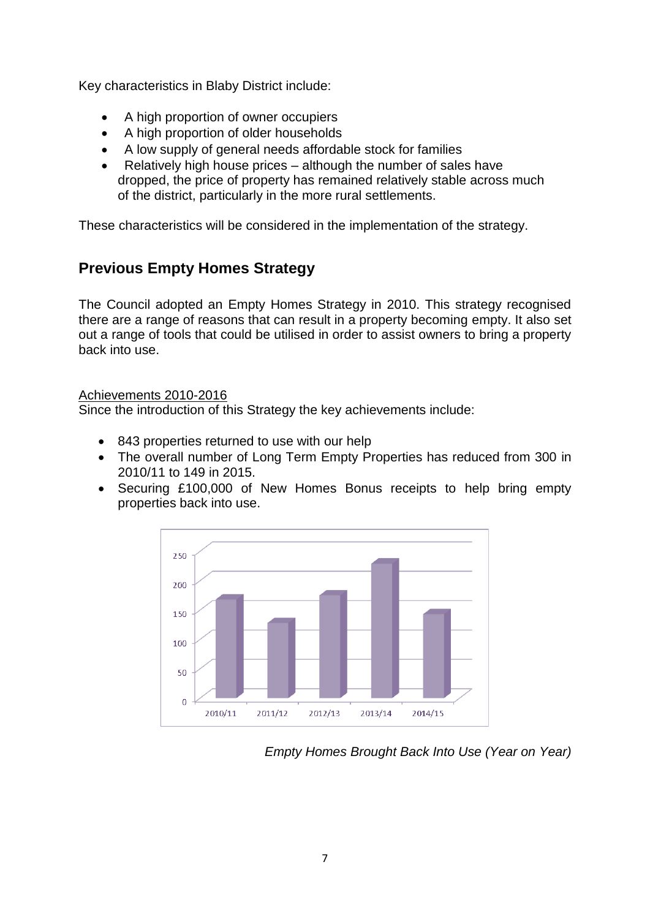Key characteristics in Blaby District include:

- A high proportion of owner occupiers
- A high proportion of older households
- A low supply of general needs affordable stock for families
- Relatively high house prices – although the number of sales have dropped, the price of property has remained relatively stable across much of the district, particularly in the more rural settlements.

These characteristics will be considered in the implementation of the strategy.

## Previous Empty Homes Strategy

The Council adopted an Empty Homes Strategy in 2010. This strategy recognised there are a range of reasons that can result in a property becoming empty. It also set out a range of tools that could be utilised in order to assist owners to bring a property back into use.

Achievements 2010-2016

Since the introduction of this Strategy the key achievements include:

- 843 properties returned to use with our help
- The overall number of Long Term Empty Properties has reduced from 300 in 2010/11 to 149 in 2015.
- Securing £100,000 of New Homes Bonus receipts to help bring empty properties back into use.

*Empty Homes Brought Back Into Use (Year on Year)*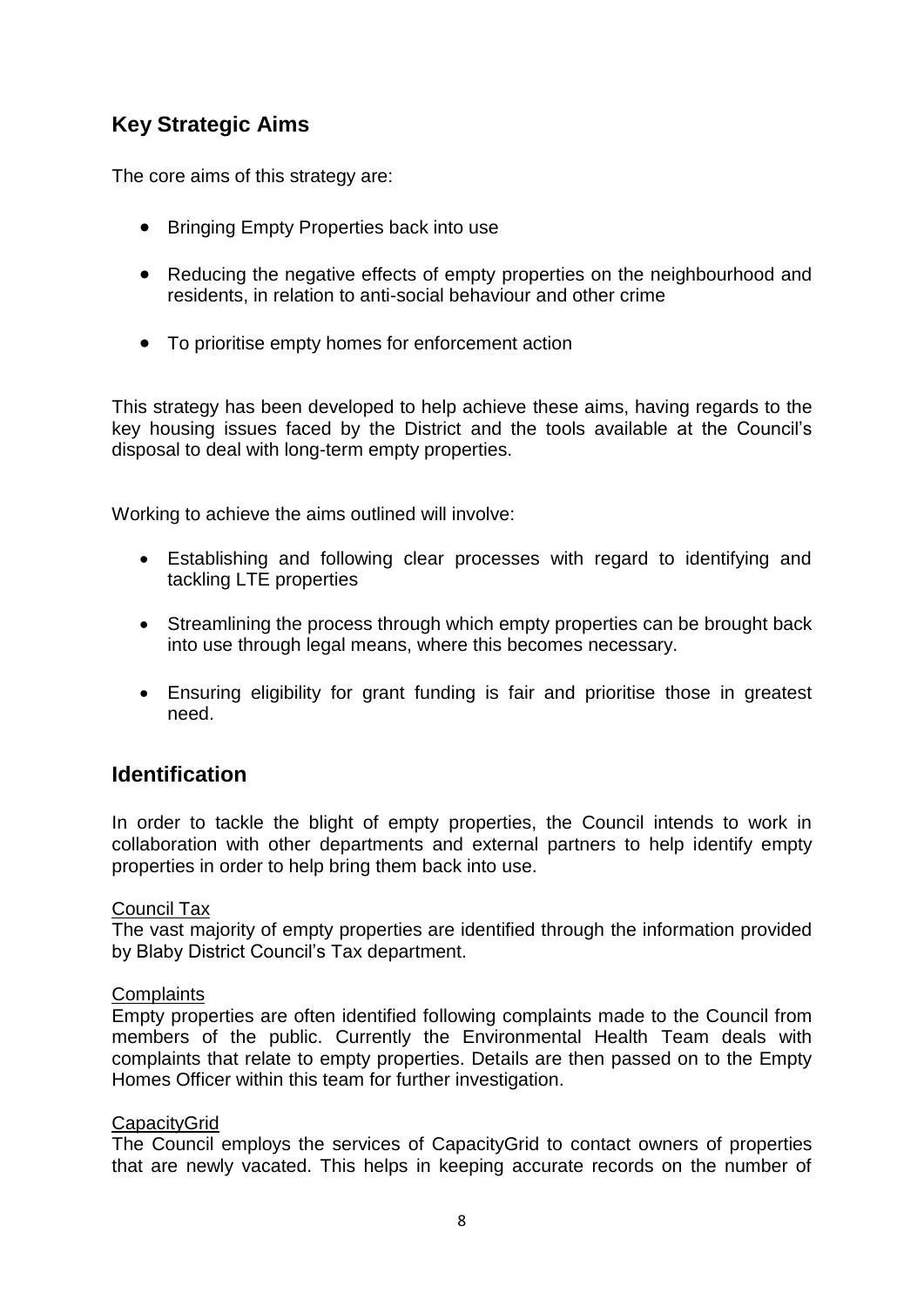## Key Strategic Aims

The core aims of this strategy are:

- Bringing Empty Properties back into use
- Reducing the negative effects of empty properties on the neighbourhood and residents, in relation to anti-social behaviour and other crime
- To prioritise empty homes for enforcement action

This strategy has been developed to help achieve these aims, having regards to the key housing issues faced by the District and the tools available at the Council's disposal to deal with long-term empty properties.

Working to achieve the aims outlined will involve:

- Establishing and following clear processes with regard to identifying and tackling LTE properties
- Streamlining the process through which empty properties can be brought back into use through legal means, where this becomes necessary.
- Ensuring eligibility for grant funding is fair and prioritise those in greatest need.

## Identification

In order to tackle the blight of empty properties, the Council intends to work in collaboration with other departments and external partners to help identify empty properties in order to help bring them back into use.

<u>Council Tax</u>
The vast majority of empty properties are identified through the information provided by Blaby District Council's Tax department.

<u>Complaints</u>
Empty properties are often identified following complaints made to the Council from members of the public. Currently the Environmental Health Team deals with complaints that relate to empty properties. Details are then passed on to the Empty Homes Officer within this team for further investigation.

<u>CapacityGrid</u>
The Council employs the services of CapacityGrid to contact owners of properties that are newly vacated. This helps in keeping accurate records on the number of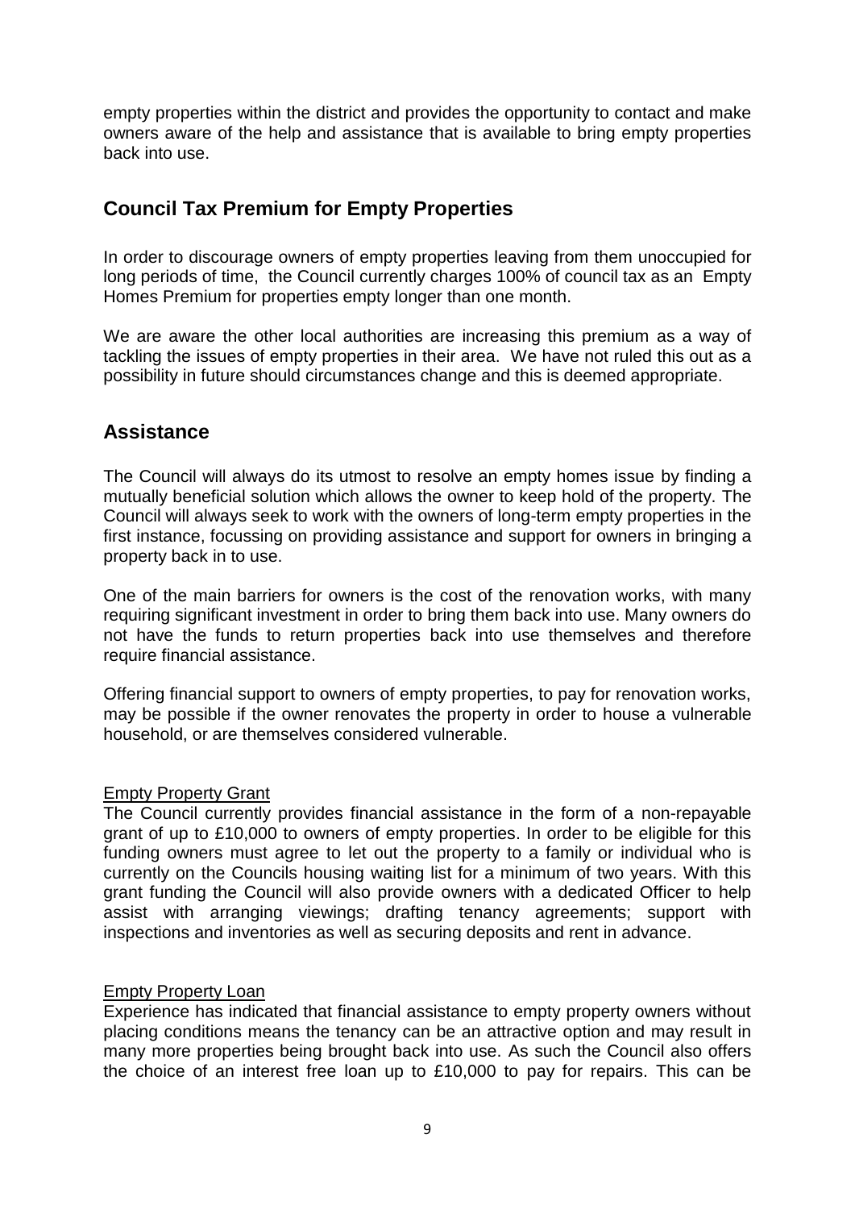empty properties within the district and provides the opportunity to contact and make owners aware of the help and assistance that is available to bring empty properties back into use.

## Council Tax Premium for Empty Properties

In order to discourage owners of empty properties leaving from them unoccupied for long periods of time, the Council currently charges 100% of council tax as an Empty Homes Premium for properties empty longer than one month.

We are aware the other local authorities are increasing this premium as a way of tackling the issues of empty properties in their area. We have not ruled this out as a possibility in future should circumstances change and this is deemed appropriate.

## Assistance

The Council will always do its utmost to resolve an empty homes issue by finding a mutually beneficial solution which allows the owner to keep hold of the property. The Council will always seek to work with the owners of long-term empty properties in the first instance, focussing on providing assistance and support for owners in bringing a property back in to use.

One of the main barriers for owners is the cost of the renovation works, with many requiring significant investment in order to bring them back into use. Many owners do not have the funds to return properties back into use themselves and therefore require financial assistance.

Offering financial support to owners of empty properties, to pay for renovation works, may be possible if the owner renovates the property in order to house a vulnerable household, or are themselves considered vulnerable.

<u>Empty Property Grant</u>

The Council currently provides financial assistance in the form of a non-repayable grant of up to £10,000 to owners of empty properties. In order to be eligible for this funding owners must agree to let out the property to a family or individual who is currently on the Councils housing waiting list for a minimum of two years. With this grant funding the Council will also provide owners with a dedicated Officer to help assist with arranging viewings; drafting tenancy agreements; support with inspections and inventories as well as securing deposits and rent in advance.

<u>Empty Property Loan</u>

Experience has indicated that financial assistance to empty property owners without placing conditions means the tenancy can be an attractive option and may result in many more properties being brought back into use. As such the Council also offers the choice of an interest free loan up to £10,000 to pay for repairs. This can be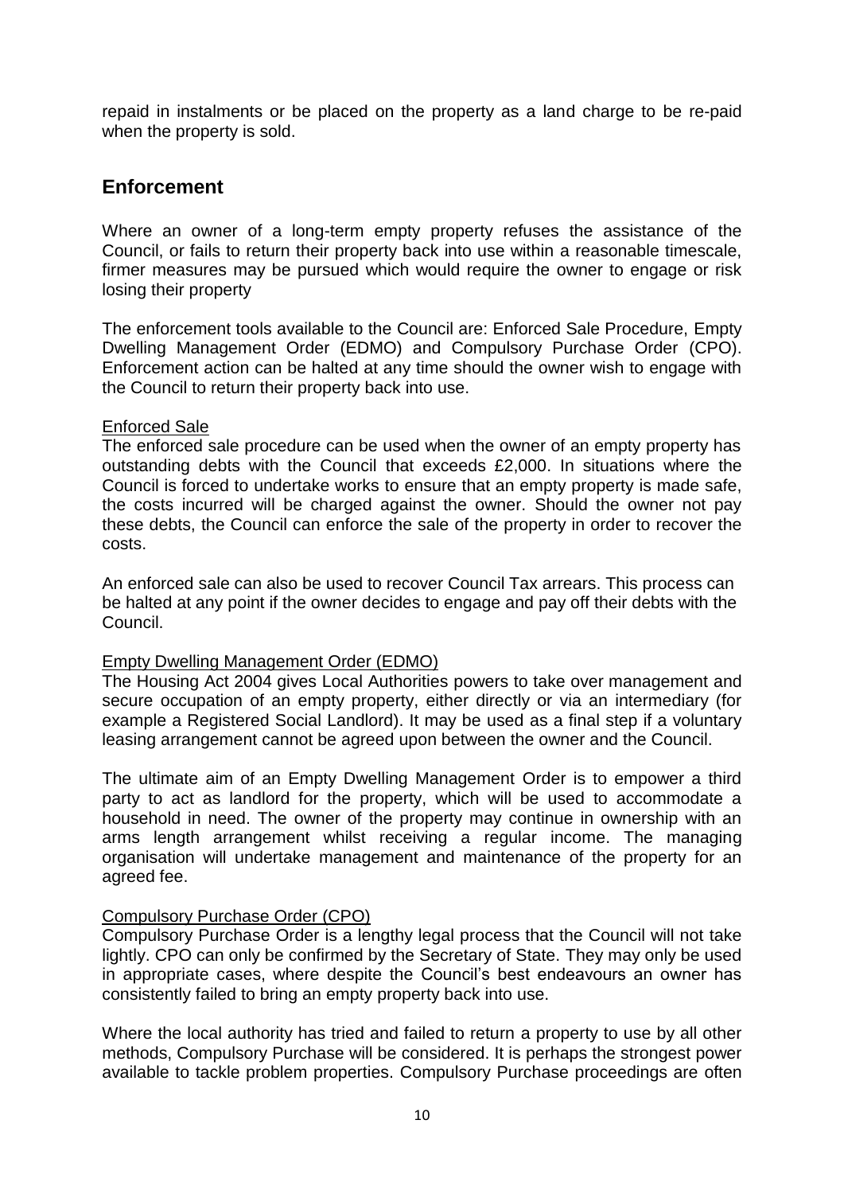repaid in instalments or be placed on the property as a land charge to be re-paid when the property is sold.

## Enforcement

Where an owner of a long-term empty property refuses the assistance of the Council, or fails to return their property back into use within a reasonable timescale, firmer measures may be pursued which would require the owner to engage or risk losing their property

The enforcement tools available to the Council are: Enforced Sale Procedure, Empty Dwelling Management Order (EDMO) and Compulsory Purchase Order (CPO). Enforcement action can be halted at any time should the owner wish to engage with the Council to return their property back into use.

### Enforced Sale

The enforced sale procedure can be used when the owner of an empty property has outstanding debts with the Council that exceeds £2,000. In situations where the Council is forced to undertake works to ensure that an empty property is made safe, the costs incurred will be charged against the owner. Should the owner not pay these debts, the Council can enforce the sale of the property in order to recover the costs.

An enforced sale can also be used to recover Council Tax arrears. This process can be halted at any point if the owner decides to engage and pay off their debts with the Council.

### Empty Dwelling Management Order (EDMO)

The Housing Act 2004 gives Local Authorities powers to take over management and secure occupation of an empty property, either directly or via an intermediary (for example a Registered Social Landlord). It may be used as a final step if a voluntary leasing arrangement cannot be agreed upon between the owner and the Council.

The ultimate aim of an Empty Dwelling Management Order is to empower a third party to act as landlord for the property, which will be used to accommodate a household in need. The owner of the property may continue in ownership with an arms length arrangement whilst receiving a regular income. The managing organisation will undertake management and maintenance of the property for an agreed fee.

### Compulsory Purchase Order (CPO)

Compulsory Purchase Order is a lengthy legal process that the Council will not take lightly. CPO can only be confirmed by the Secretary of State. They may only be used in appropriate cases, where despite the Council's best endeavours an owner has consistently failed to bring an empty property back into use.

Where the local authority has tried and failed to return a property to use by all other methods, Compulsory Purchase will be considered. It is perhaps the strongest power available to tackle problem properties. Compulsory Purchase proceedings are often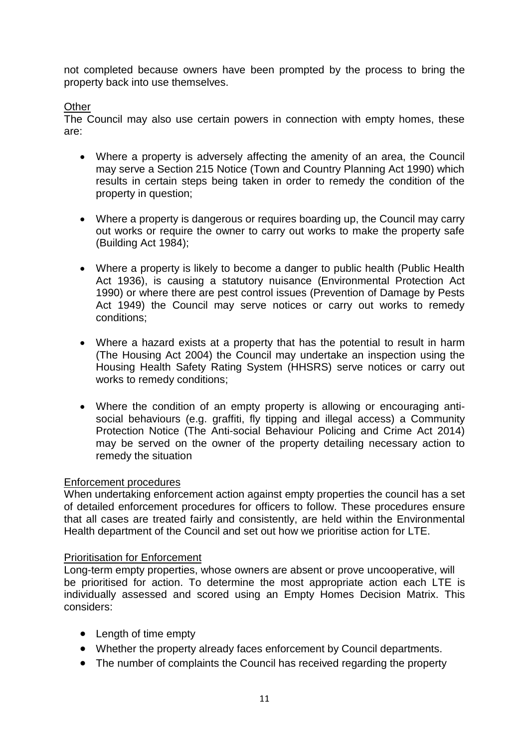not completed because owners have been prompted by the process to bring the property back into use themselves.

Other

The Council may also use certain powers in connection with empty homes, these are:

- Where a property is adversely affecting the amenity of an area, the Council may serve a Section 215 Notice (Town and Country Planning Act 1990) which results in certain steps being taken in order to remedy the condition of the property in question;

- Where a property is dangerous or requires boarding up, the Council may carry out works or require the owner to carry out works to make the property safe (Building Act 1984);

- Where a property is likely to become a danger to public health (Public Health Act 1936), is causing a statutory nuisance (Environmental Protection Act 1990) or where there are pest control issues (Prevention of Damage by Pests Act 1949) the Council may serve notices or carry out works to remedy conditions;

- Where a hazard exists at a property that has the potential to result in harm (The Housing Act 2004) the Council may undertake an inspection using the Housing Health Safety Rating System (HHSRS) serve notices or carry out works to remedy conditions;

- Where the condition of an empty property is allowing or encouraging anti-social behaviours (e.g. graffiti, fly tipping and illegal access) a Community Protection Notice (The Anti-social Behaviour Policing and Crime Act 2014) may be served on the owner of the property detailing necessary action to remedy the situation

Enforcement procedures

When undertaking enforcement action against empty properties the council has a set of detailed enforcement procedures for officers to follow. These procedures ensure that all cases are treated fairly and consistently, are held within the Environmental Health department of the Council and set out how we prioritise action for LTE.

Prioritisation for Enforcement

Long-term empty properties, whose owners are absent or prove uncooperative, will be prioritised for action. To determine the most appropriate action each LTE is individually assessed and scored using an Empty Homes Decision Matrix. This considers:

- Length of time empty
- Whether the property already faces enforcement by Council departments.
- The number of complaints the Council has received regarding the property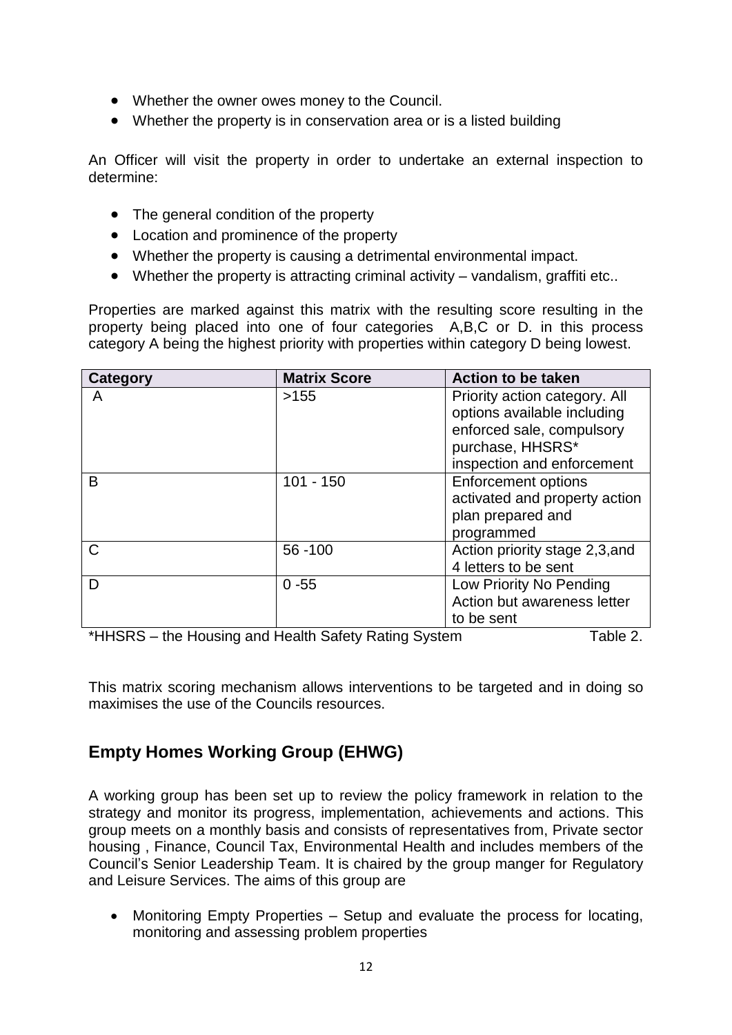- Whether the owner owes money to the Council.
- Whether the property is in conservation area or is a listed building

An Officer will visit the property in order to undertake an external inspection to determine:

- The general condition of the property
- Location and prominence of the property
- Whether the property is causing a detrimental environmental impact.
- Whether the property is attracting criminal activity – vandalism, graffiti etc..

Properties are marked against this matrix with the resulting score resulting in the property being placed into one of four categories A,B,C or D. in this process category A being the highest priority with properties within category D being lowest.

| Category | Matrix Score | Action to be taken |
|---|---|---|
| A | >155 | Priority action category. All options available including enforced sale, compulsory purchase, HHSRS* inspection and enforcement |
| B | 101 - 150 | Enforcement options activated and property action plan prepared and programmed |
| C | 56 -100 | Action priority stage 2,3,and 4 letters to be sent |
| D | 0 -55 | Low Priority No Pending Action but awareness letter to be sent |

*HHSRS – the Housing and Health Safety Rating System Table 2.

This matrix scoring mechanism allows interventions to be targeted and in doing so maximises the use of the Councils resources.

## Empty Homes Working Group (EHWG)

A working group has been set up to review the policy framework in relation to the strategy and monitor its progress, implementation, achievements and actions. This group meets on a monthly basis and consists of representatives from, Private sector housing , Finance, Council Tax, Environmental Health and includes members of the Council's Senior Leadership Team. It is chaired by the group manger for Regulatory and Leisure Services. The aims of this group are

- Monitoring Empty Properties – Setup and evaluate the process for locating, monitoring and assessing problem properties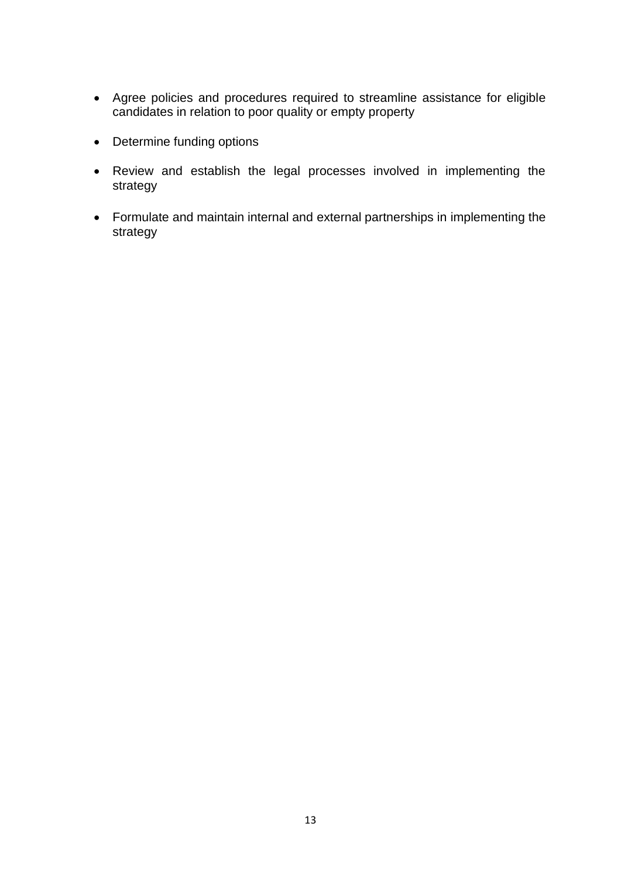- Agree policies and procedures required to streamline assistance for eligible candidates in relation to poor quality or empty property

- Determine funding options

- Review and establish the legal processes involved in implementing the strategy

- Formulate and maintain internal and external partnerships in implementing the strategy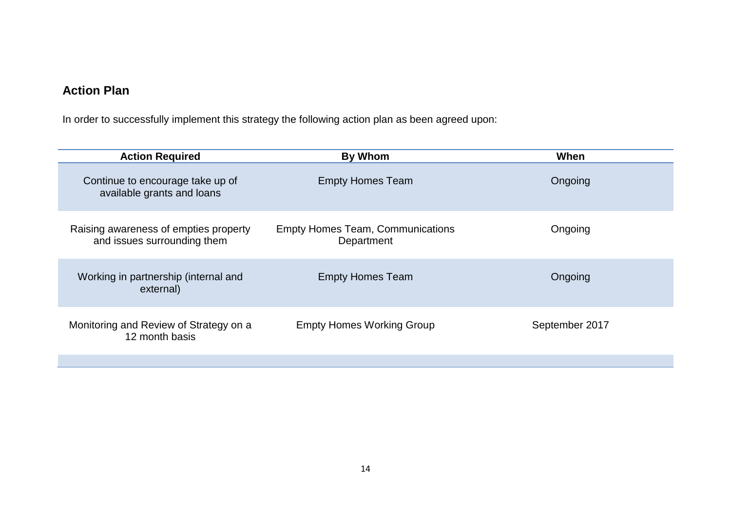## Action Plan

In order to successfully implement this strategy the following action plan as been agreed upon:

| Action Required | By Whom | When |
|---|---|---|
| Continue to encourage take up of available grants and loans | Empty Homes Team | Ongoing |
| Raising awareness of empties property and issues surrounding them | Empty Homes Team, Communications Department | Ongoing |
| Working in partnership (internal and external) | Empty Homes Team | Ongoing |
| Monitoring and Review of Strategy on a 12 month basis | Empty Homes Working Group | September 2017 |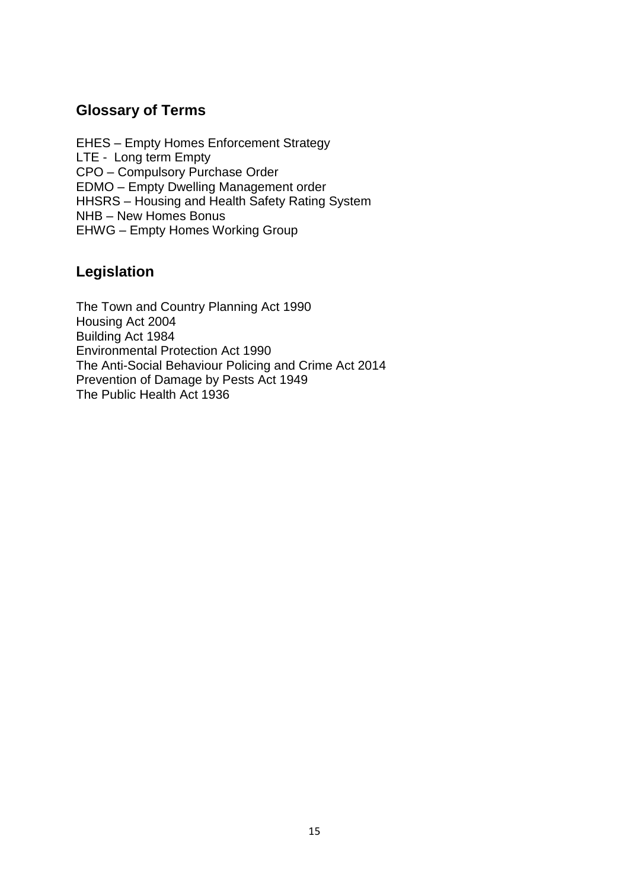## Glossary of Terms

EHES – Empty Homes Enforcement Strategy
LTE - Long term Empty
CPO – Compulsory Purchase Order
EDMO – Empty Dwelling Management order
HHSRS – Housing and Health Safety Rating System
NHB – New Homes Bonus
EHWG – Empty Homes Working Group

## Legislation

The Town and Country Planning Act 1990
Housing Act 2004
Building Act 1984
Environmental Protection Act 1990
The Anti-Social Behaviour Policing and Crime Act 2014
Prevention of Damage by Pests Act 1949
The Public Health Act 1936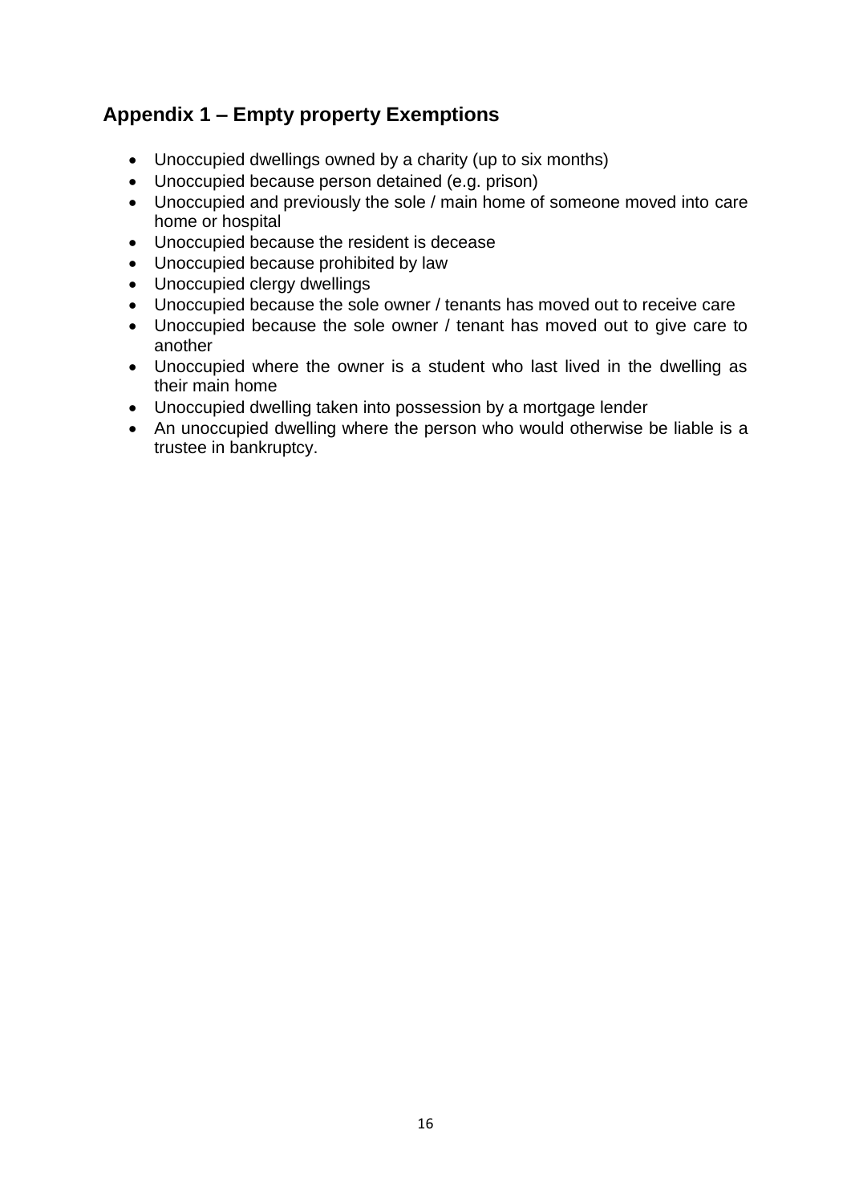## Appendix 1 – Empty property Exemptions

- Unoccupied dwellings owned by a charity (up to six months)
- Unoccupied because person detained (e.g. prison)
- Unoccupied and previously the sole / main home of someone moved into care home or hospital
- Unoccupied because the resident is decease
- Unoccupied because prohibited by law
- Unoccupied clergy dwellings
- Unoccupied because the sole owner / tenants has moved out to receive care
- Unoccupied because the sole owner / tenant has moved out to give care to another
- Unoccupied where the owner is a student who last lived in the dwelling as their main home
- Unoccupied dwelling taken into possession by a mortgage lender
- An unoccupied dwelling where the person who would otherwise be liable is a trustee in bankruptcy.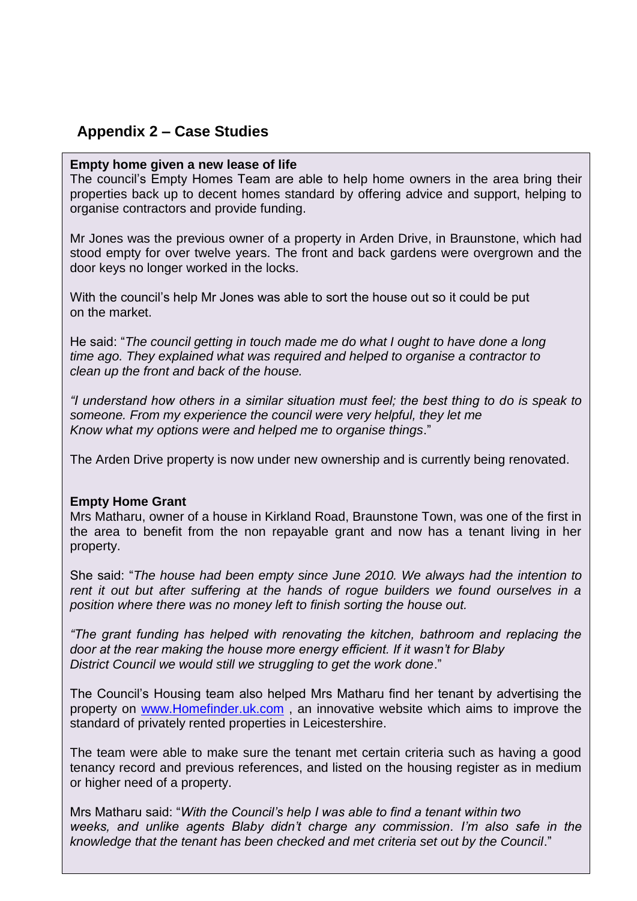## Appendix 2 – Case Studies

**Empty home given a new lease of life**

The council's Empty Homes Team are able to help home owners in the area bring their properties back up to decent homes standard by offering advice and support, helping to organise contractors and provide funding.

Mr Jones was the previous owner of a property in Arden Drive, in Braunstone, which had stood empty for over twelve years. The front and back gardens were overgrown and the door keys no longer worked in the locks.

With the council's help Mr Jones was able to sort the house out so it could be put on the market.

He said: "*The council getting in touch made me do what I ought to have done a long time ago. They explained what was required and helped to organise a contractor to clean up the front and back of the house.*

*"I understand how others in a similar situation must feel; the best thing to do is speak to someone. From my experience the council were very helpful, they let me Know what my options were and helped me to organise things*."

The Arden Drive property is now under new ownership and is currently being renovated.

**Empty Home Grant**

Mrs Matharu, owner of a house in Kirkland Road, Braunstone Town, was one of the first in the area to benefit from the non repayable grant and now has a tenant living in her property.

She said: "*The house had been empty since June 2010. We always had the intention to rent it out but after suffering at the hands of rogue builders we found ourselves in a position where there was no money left to finish sorting the house out.*

*"The grant funding has helped with renovating the kitchen, bathroom and replacing the door at the rear making the house more energy efficient. If it wasn't for Blaby District Council we would still we struggling to get the work done*."

The Council's Housing team also helped Mrs Matharu find her tenant by advertising the property on www.Homefinder.uk.com , an innovative website which aims to improve the standard of privately rented properties in Leicestershire.

The team were able to make sure the tenant met certain criteria such as having a good tenancy record and previous references, and listed on the housing register as in medium or higher need of a property.

Mrs Matharu said: "*With the Council's help I was able to find a tenant within two weeks, and unlike agents Blaby didn't charge any commission. I'm also safe in the knowledge that the tenant has been checked and met criteria set out by the Council*."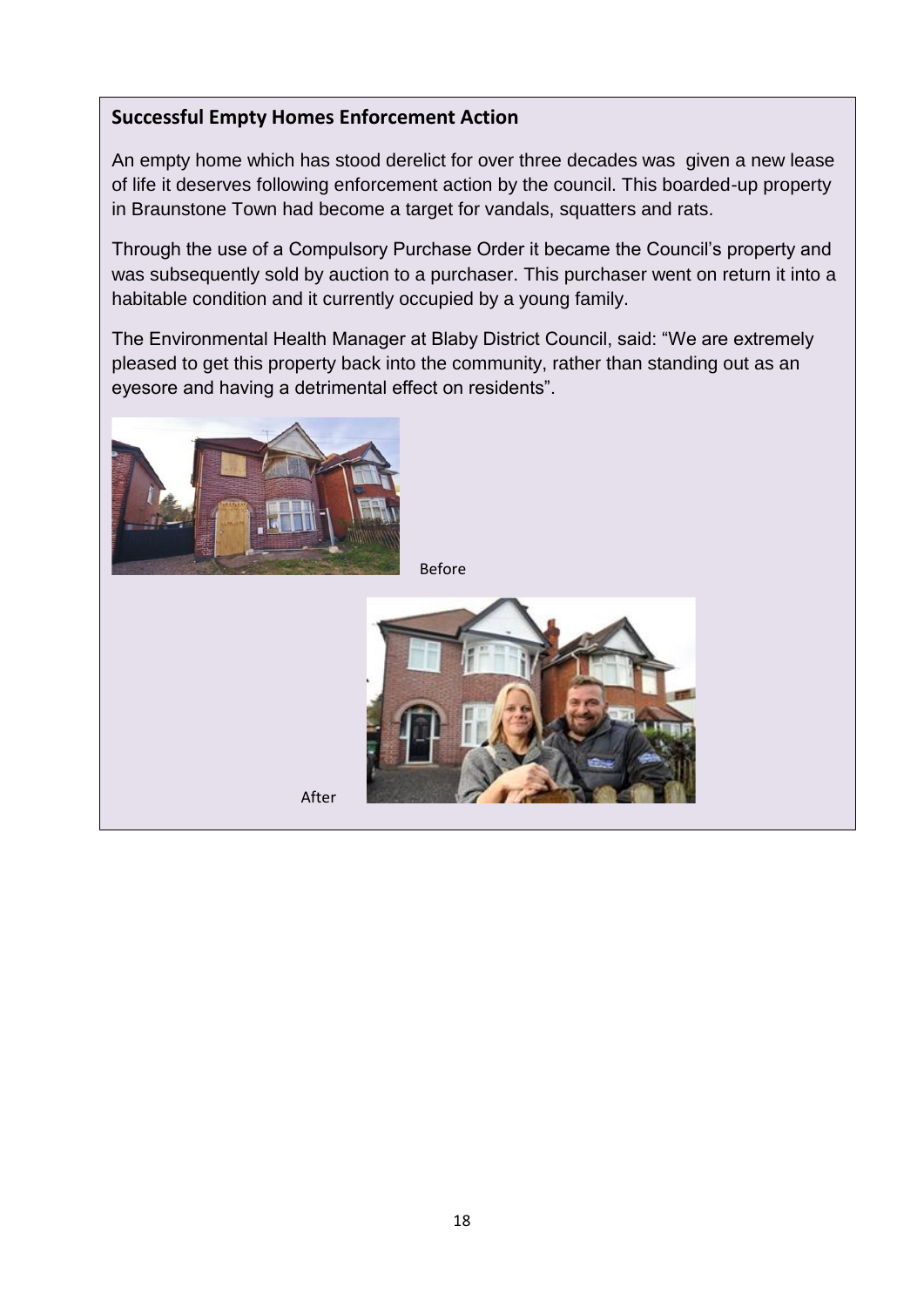**Successful Empty Homes Enforcement Action**

An empty home which has stood derelict for over three decades was given a new lease of life it deserves following enforcement action by the council. This boarded-up property in Braunstone Town had become a target for vandals, squatters and rats.

Through the use of a Compulsory Purchase Order it became the Council's property and was subsequently sold by auction to a purchaser. This purchaser went on return it into a habitable condition and it currently occupied by a young family.

The Environmental Health Manager at Blaby District Council, said: "We are extremely pleased to get this property back into the community, rather than standing out as an eyesore and having a detrimental effect on residents".

Before

After